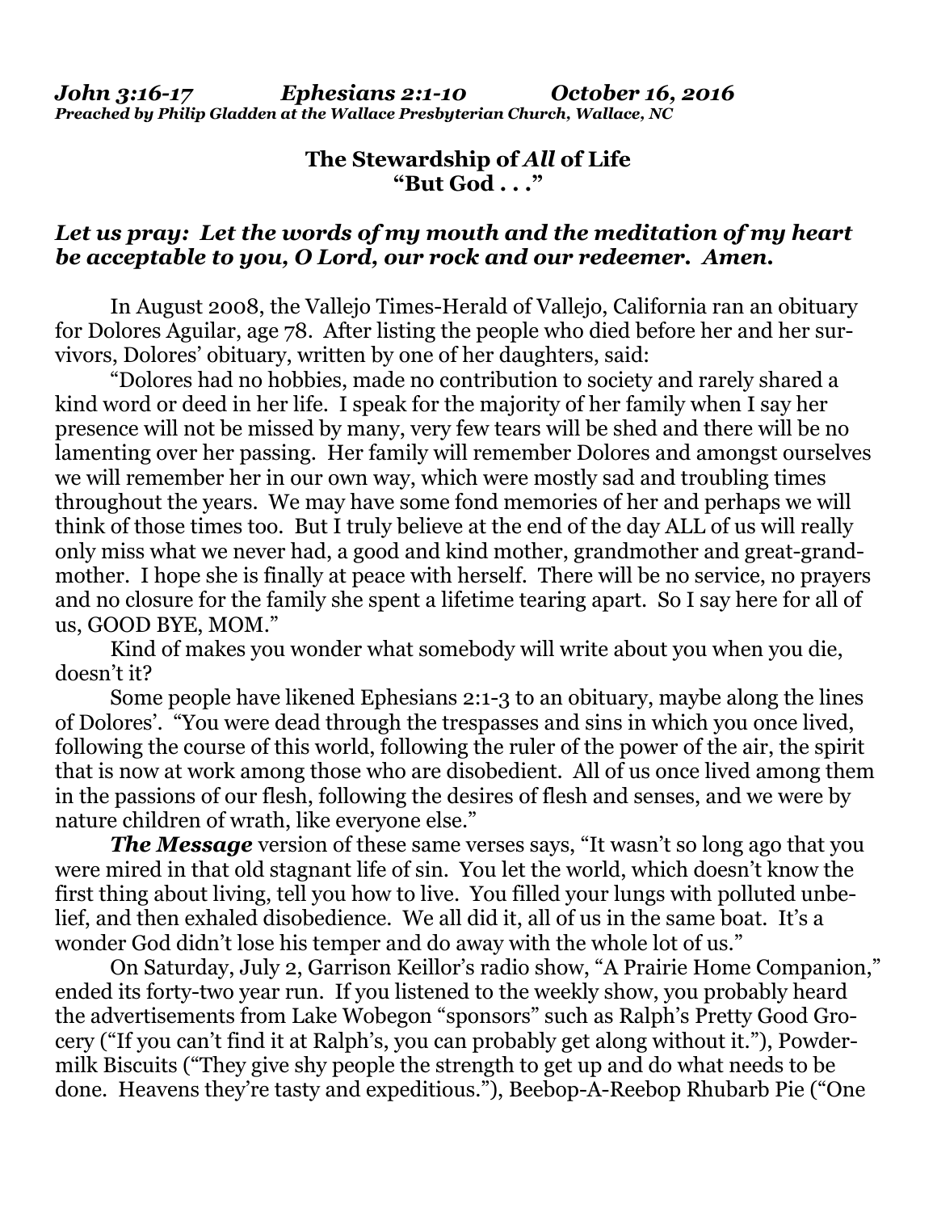***John 3:16-17 Ephesians 2:1-10 October 16, 2016***
***Preached by Philip Gladden at the Wallace Presbyterian Church, Wallace, NC***

## The Stewardship of *All* of Life
## "But God . . ."

***Let us pray: Let the words of my mouth and the meditation of my heart be acceptable to you, O Lord, our rock and our redeemer. Amen.***

In August 2008, the Vallejo Times-Herald of Vallejo, California ran an obituary for Dolores Aguilar, age 78. After listing the people who died before her and her survivors, Dolores' obituary, written by one of her daughters, said:

"Dolores had no hobbies, made no contribution to society and rarely shared a kind word or deed in her life. I speak for the majority of her family when I say her presence will not be missed by many, very few tears will be shed and there will be no lamenting over her passing. Her family will remember Dolores and amongst ourselves we will remember her in our own way, which were mostly sad and troubling times throughout the years. We may have some fond memories of her and perhaps we will think of those times too. But I truly believe at the end of the day ALL of us will really only miss what we never had, a good and kind mother, grandmother and great-grandmother. I hope she is finally at peace with herself. There will be no service, no prayers and no closure for the family she spent a lifetime tearing apart. So I say here for all of us, GOOD BYE, MOM."

Kind of makes you wonder what somebody will write about you when you die, doesn't it?

Some people have likened Ephesians 2:1-3 to an obituary, maybe along the lines of Dolores'. "You were dead through the trespasses and sins in which you once lived, following the course of this world, following the ruler of the power of the air, the spirit that is now at work among those who are disobedient. All of us once lived among them in the passions of our flesh, following the desires of flesh and senses, and we were by nature children of wrath, like everyone else."

***The Message*** version of these same verses says, "It wasn't so long ago that you were mired in that old stagnant life of sin. You let the world, which doesn't know the first thing about living, tell you how to live. You filled your lungs with polluted unbelief, and then exhaled disobedience. We all did it, all of us in the same boat. It's a wonder God didn't lose his temper and do away with the whole lot of us."

On Saturday, July 2, Garrison Keillor's radio show, "A Prairie Home Companion," ended its forty-two year run. If you listened to the weekly show, you probably heard the advertisements from Lake Wobegon "sponsors" such as Ralph's Pretty Good Grocery ("If you can't find it at Ralph's, you can probably get along without it."), Powdermilk Biscuits ("They give shy people the strength to get up and do what needs to be done. Heavens they're tasty and expeditious."), Beebop-A-Reebop Rhubarb Pie ("One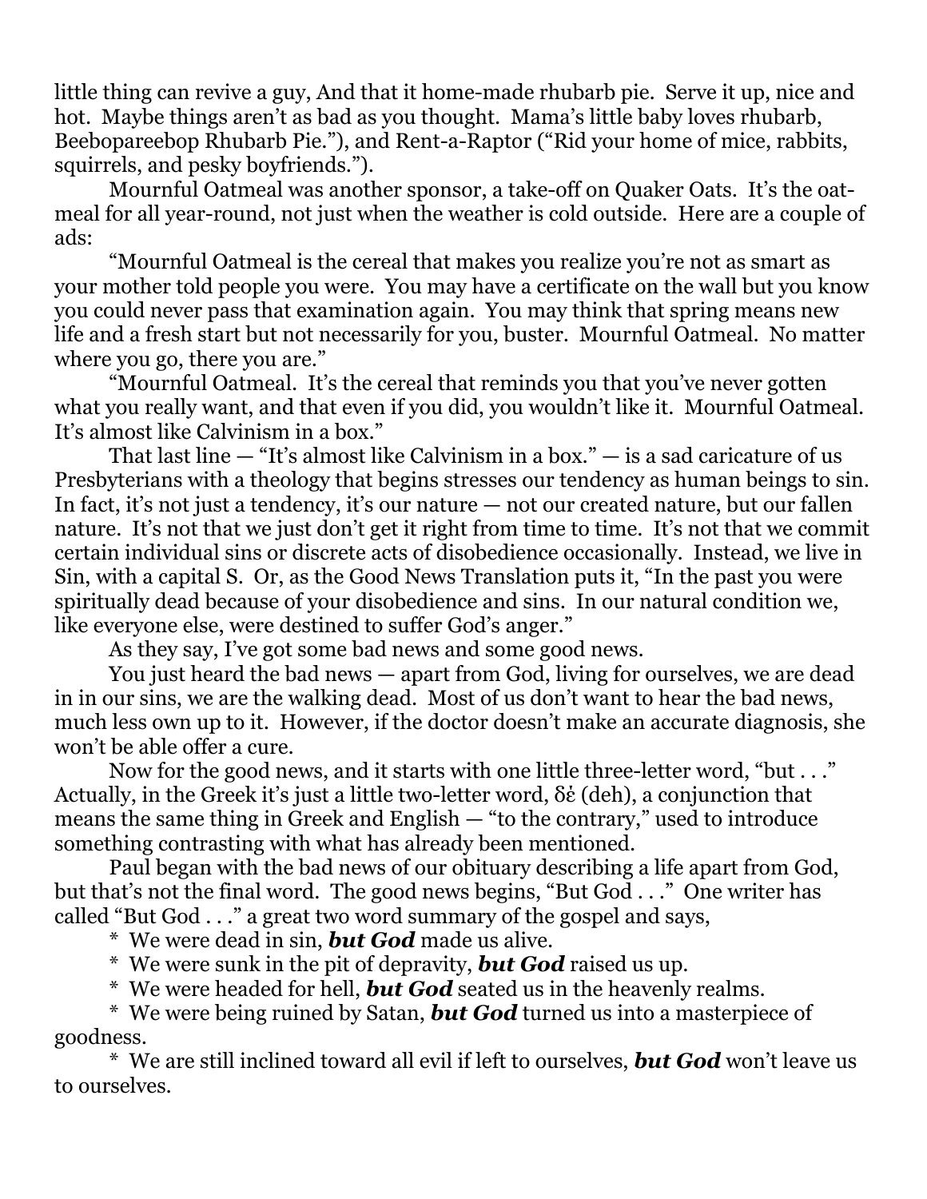little thing can revive a guy, And that it home-made rhubarb pie. Serve it up, nice and hot. Maybe things aren't as bad as you thought. Mama's little baby loves rhubarb, Beebopareebop Rhubarb Pie."), and Rent-a-Raptor ("Rid your home of mice, rabbits, squirrels, and pesky boyfriends.").

Mournful Oatmeal was another sponsor, a take-off on Quaker Oats. It's the oatmeal for all year-round, not just when the weather is cold outside. Here are a couple of ads:

"Mournful Oatmeal is the cereal that makes you realize you're not as smart as your mother told people you were. You may have a certificate on the wall but you know you could never pass that examination again. You may think that spring means new life and a fresh start but not necessarily for you, buster. Mournful Oatmeal. No matter where you go, there you are."

"Mournful Oatmeal. It's the cereal that reminds you that you've never gotten what you really want, and that even if you did, you wouldn't like it. Mournful Oatmeal. It's almost like Calvinism in a box."

That last line — "It's almost like Calvinism in a box." — is a sad caricature of us Presbyterians with a theology that begins stresses our tendency as human beings to sin. In fact, it's not just a tendency, it's our nature — not our created nature, but our fallen nature. It's not that we just don't get it right from time to time. It's not that we commit certain individual sins or discrete acts of disobedience occasionally. Instead, we live in Sin, with a capital S. Or, as the Good News Translation puts it, "In the past you were spiritually dead because of your disobedience and sins. In our natural condition we, like everyone else, were destined to suffer God's anger."

As they say, I've got some bad news and some good news.

You just heard the bad news — apart from God, living for ourselves, we are dead in in our sins, we are the walking dead. Most of us don't want to hear the bad news, much less own up to it. However, if the doctor doesn't make an accurate diagnosis, she won't be able offer a cure.

Now for the good news, and it starts with one little three-letter word, "but . . ." Actually, in the Greek it's just a little two-letter word, δὲ (deh), a conjunction that means the same thing in Greek and English — "to the contrary," used to introduce something contrasting with what has already been mentioned.

Paul began with the bad news of our obituary describing a life apart from God, but that's not the final word. The good news begins, "But God . . ." One writer has called "But God . . ." a great two word summary of the gospel and says,

* We were dead in sin, ***but God*** made us alive.

* We were sunk in the pit of depravity, ***but God*** raised us up.

* We were headed for hell, ***but God*** seated us in the heavenly realms.

* We were being ruined by Satan, ***but God*** turned us into a masterpiece of goodness.

* We are still inclined toward all evil if left to ourselves, ***but God*** won't leave us to ourselves.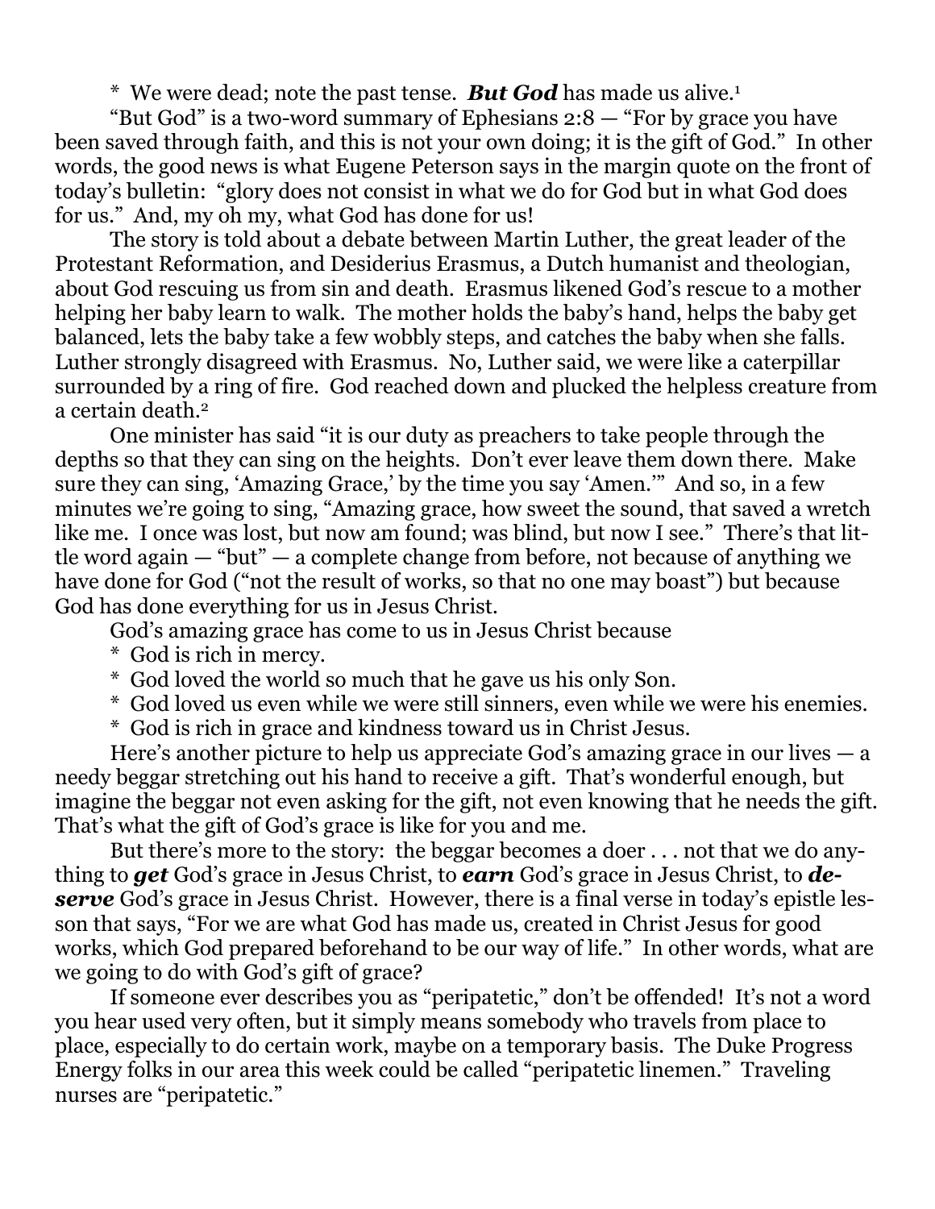* We were dead; note the past tense. ***But God*** has made us alive.[1]

"But God" is a two-word summary of Ephesians 2:8 — "For by grace you have been saved through faith, and this is not your own doing; it is the gift of God." In other words, the good news is what Eugene Peterson says in the margin quote on the front of today's bulletin: "glory does not consist in what we do for God but in what God does for us." And, my oh my, what God has done for us!

The story is told about a debate between Martin Luther, the great leader of the Protestant Reformation, and Desiderius Erasmus, a Dutch humanist and theologian, about God rescuing us from sin and death. Erasmus likened God's rescue to a mother helping her baby learn to walk. The mother holds the baby's hand, helps the baby get balanced, lets the baby take a few wobbly steps, and catches the baby when she falls. Luther strongly disagreed with Erasmus. No, Luther said, we were like a caterpillar surrounded by a ring of fire. God reached down and plucked the helpless creature from a certain death.[2]

One minister has said "it is our duty as preachers to take people through the depths so that they can sing on the heights. Don't ever leave them down there. Make sure they can sing, 'Amazing Grace,' by the time you say 'Amen.'" And so, in a few minutes we're going to sing, "Amazing grace, how sweet the sound, that saved a wretch like me. I once was lost, but now am found; was blind, but now I see." There's that little word again — "but" — a complete change from before, not because of anything we have done for God ("not the result of works, so that no one may boast") but because God has done everything for us in Jesus Christ.

God's amazing grace has come to us in Jesus Christ because

* God is rich in mercy.
* God loved the world so much that he gave us his only Son.
* God loved us even while we were still sinners, even while we were his enemies.
* God is rich in grace and kindness toward us in Christ Jesus.

Here's another picture to help us appreciate God's amazing grace in our lives — a needy beggar stretching out his hand to receive a gift. That's wonderful enough, but imagine the beggar not even asking for the gift, not even knowing that he needs the gift. That's what the gift of God's grace is like for you and me.

But there's more to the story: the beggar becomes a doer . . . not that we do anything to ***get*** God's grace in Jesus Christ, to ***earn*** God's grace in Jesus Christ, to ***deserve*** God's grace in Jesus Christ. However, there is a final verse in today's epistle lesson that says, "For we are what God has made us, created in Christ Jesus for good works, which God prepared beforehand to be our way of life." In other words, what are we going to do with God's gift of grace?

If someone ever describes you as "peripatetic," don't be offended! It's not a word you hear used very often, but it simply means somebody who travels from place to place, especially to do certain work, maybe on a temporary basis. The Duke Progress Energy folks in our area this week could be called "peripatetic linemen." Traveling nurses are "peripatetic."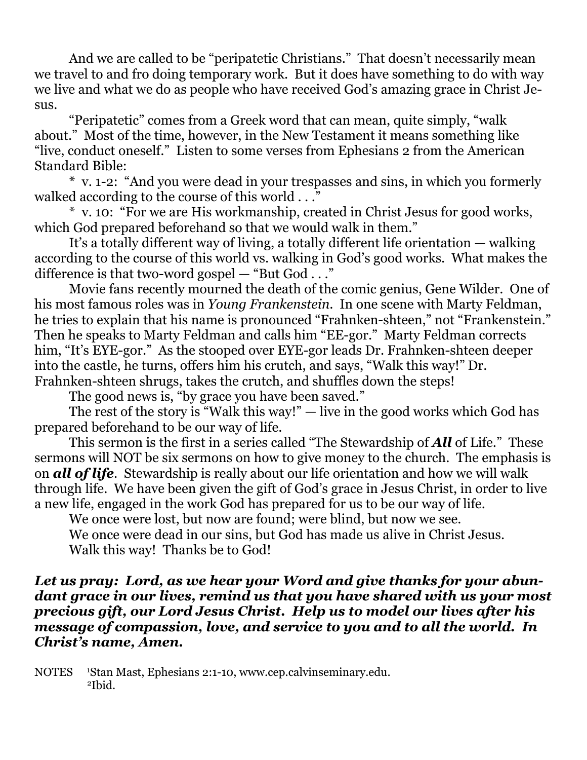And we are called to be "peripatetic Christians." That doesn't necessarily mean we travel to and fro doing temporary work. But it does have something to do with way we live and what we do as people who have received God's amazing grace in Christ Jesus.

"Peripatetic" comes from a Greek word that can mean, quite simply, "walk about." Most of the time, however, in the New Testament it means something like "live, conduct oneself." Listen to some verses from Ephesians 2 from the American Standard Bible:

* v. 1-2: "And you were dead in your trespasses and sins, in which you formerly walked according to the course of this world . . ."

* v. 10: "For we are His workmanship, created in Christ Jesus for good works, which God prepared beforehand so that we would walk in them."

It's a totally different way of living, a totally different life orientation — walking according to the course of this world vs. walking in God's good works. What makes the difference is that two-word gospel — "But God . . ."

Movie fans recently mourned the death of the comic genius, Gene Wilder. One of his most famous roles was in *Young Frankenstein*. In one scene with Marty Feldman, he tries to explain that his name is pronounced "Frahnken-shteen," not "Frankenstein." Then he speaks to Marty Feldman and calls him "EE-gor." Marty Feldman corrects him, "It's EYE-gor." As the stooped over EYE-gor leads Dr. Frahnken-shteen deeper into the castle, he turns, offers him his crutch, and says, "Walk this way!" Dr. Frahnken-shteen shrugs, takes the crutch, and shuffles down the steps!

The good news is, "by grace you have been saved."

The rest of the story is "Walk this way!" — live in the good works which God has prepared beforehand to be our way of life.

This sermon is the first in a series called "The Stewardship of ***All*** of Life." These sermons will NOT be six sermons on how to give money to the church. The emphasis is on ***all of life***. Stewardship is really about our life orientation and how we will walk through life. We have been given the gift of God's grace in Jesus Christ, in order to live a new life, engaged in the work God has prepared for us to be our way of life.

We once were lost, but now are found; were blind, but now we see.

We once were dead in our sins, but God has made us alive in Christ Jesus.

Walk this way! Thanks be to God!

***Let us pray: Lord, as we hear your Word and give thanks for your abundant grace in our lives, remind us that you have shared with us your most precious gift, our Lord Jesus Christ. Help us to model our lives after his message of compassion, love, and service to you and to all the world. In Christ's name, Amen.***

NOTES [1]Stan Mast, Ephesians 2:1-10, www.cep.calvinseminary.edu.
[2]Ibid.